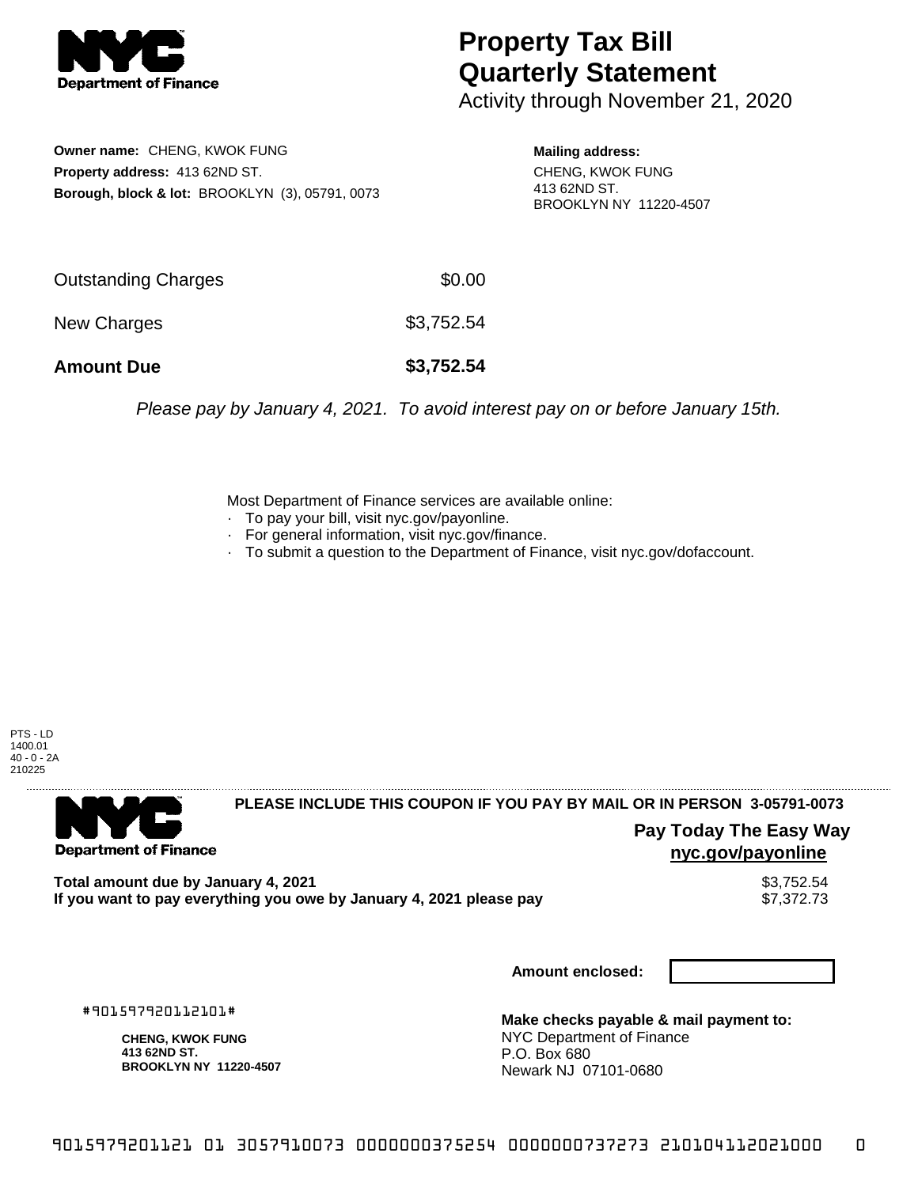# Property Tax Bill Quarterly Statement

Activity through November 21, 2020

**Owner name:** CHENG, KWOK FUNG
**Property address:** 413 62ND ST.
**Borough, block & lot:** BROOKLYN (3), 05791, 0073

**Mailing address:**
CHENG, KWOK FUNG
413 62ND ST.
BROOKLYN NY 11220-4507

| | |
|---|---|
| Outstanding Charges | $0.00 |
| New Charges | $3,752.54 |
| **Amount Due** | **$3,752.54** |

*Please pay by January 4, 2021. To avoid interest pay on or before January 15th.*

Most Department of Finance services are available online:
- To pay your bill, visit nyc.gov/payonline.
- For general information, visit nyc.gov/finance.
- To submit a question to the Department of Finance, visit nyc.gov/dofaccount.

PTS - LD
1400.01
40 - 0 - 2A
210225

**PLEASE INCLUDE THIS COUPON IF YOU PAY BY MAIL OR IN PERSON 3-05791-0073**

**Pay Today The Easy Way**
**nyc.gov/payonline**

| | |
|---|---|
| **Total amount due by January 4, 2021** | $3,752.54 |
| **If you want to pay everything you owe by January 4, 2021 please pay** | $7,372.73 |

**Amount enclosed:**

#901597920112101#

**CHENG, KWOK FUNG**
**413 62ND ST.**
**BROOKLYN NY 11220-4507**

**Make checks payable & mail payment to:**
NYC Department of Finance
P.O. Box 680
Newark NJ 07101-0680

9015979201121 01 3057910073 0000000375254 0000000737273 210104112021000 0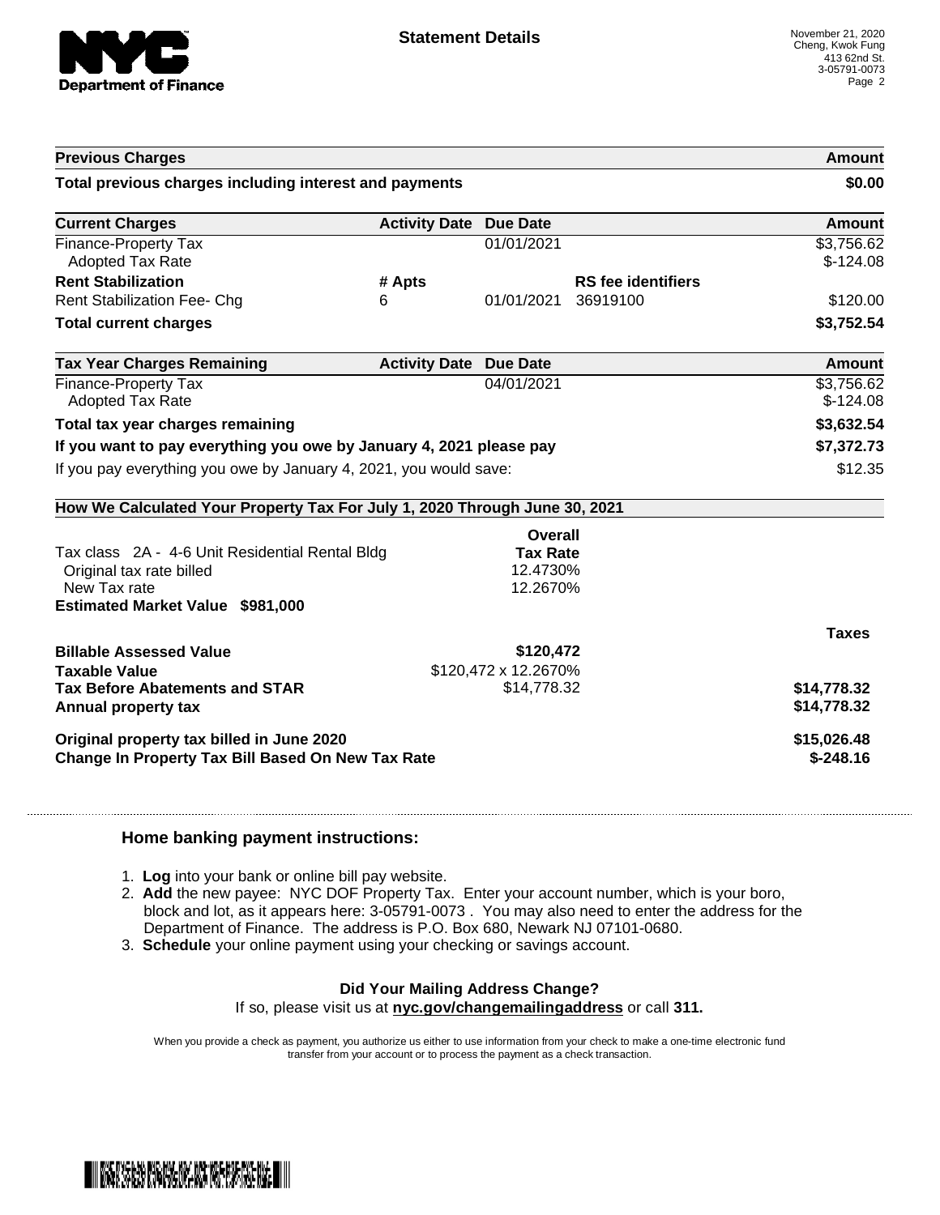# Statement Details

November 21, 2020
Cheng, Kwok Fung
413 62nd St.
3-05791-0073

| Previous Charges | | | | Amount |
|---|---|---|---|---|
| **Total previous charges including interest and payments** | | | | **$0.00** |

| Current Charges | Activity Date | Due Date | | Amount |
|---|---|---|---|---|
| Finance-Property Tax | | 01/01/2021 | | $3,756.62 |
| Adopted Tax Rate | | | | $-124.08 |
| **Rent Stabilization** | **# Apts** | | **RS fee identifiers** | |
| Rent Stabilization Fee- Chg | 6 | 01/01/2021 | 36919100 | $120.00 |
| **Total current charges** | | | | **$3,752.54** |

| Tax Year Charges Remaining | Activity Date | Due Date | Amount |
|---|---|---|---|
| Finance-Property Tax | | 04/01/2021 | $3,756.62 |
| Adopted Tax Rate | | | $-124.08 |
| **Total tax year charges remaining** | | | **$3,632.54** |
| **If you want to pay everything you owe by January 4, 2021 please pay** | | | **$7,372.73** |
| If you pay everything you owe by January 4, 2021, you would save: | | | $12.35 |

## How We Calculated Your Property Tax For July 1, 2020 Through June 30, 2021

| | Overall Tax Rate | |
|---|---|---|
| Tax class 2A - 4-6 Unit Residential Rental Bldg | | |
| Original tax rate billed | 12.4730% | |
| New Tax rate | 12.2670% | |
| **Estimated Market Value $981,000** | | |
| | | **Taxes** |
| **Billable Assessed Value** | **$120,472** | |
| **Taxable Value** | $120,472 x 12.2670% | |
| **Tax Before Abatements and STAR** | $14,778.32 | **$14,778.32** |
| **Annual property tax** | | **$14,778.32** |
| **Original property tax billed in June 2020** | | **$15,026.48** |
| **Change In Property Tax Bill Based On New Tax Rate** | | **$-248.16** |

### Home banking payment instructions:

1. **Log** into your bank or online bill pay website.
2. **Add** the new payee: NYC DOF Property Tax. Enter your account number, which is your boro, block and lot, as it appears here: 3-05791-0073 . You may also need to enter the address for the Department of Finance. The address is P.O. Box 680, Newark NJ 07101-0680.
3. **Schedule** your online payment using your checking or savings account.

**Did Your Mailing Address Change?**

If so, please visit us at **nyc.gov/changemailingaddress** or call **311.**

When you provide a check as payment, you authorize us either to use information from your check to make a one-time electronic fund transfer from your account or to process the payment as a check transaction.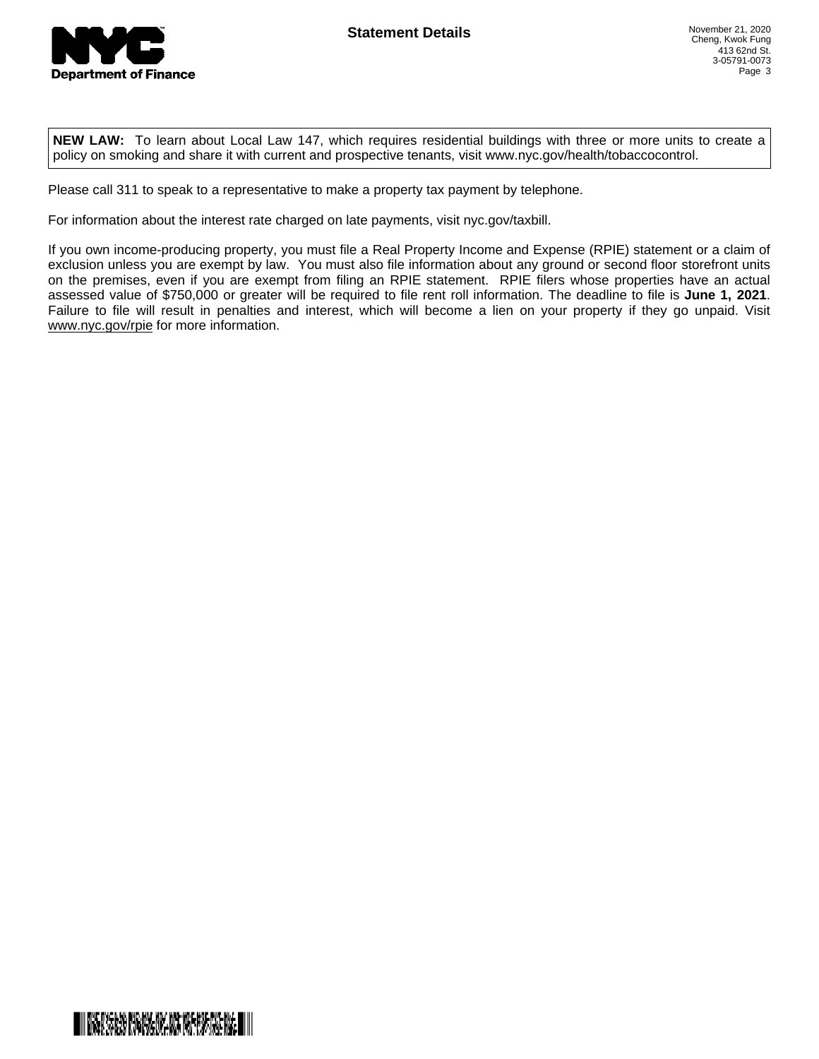**NEW LAW:** To learn about Local Law 147, which requires residential buildings with three or more units to create a policy on smoking and share it with current and prospective tenants, visit www.nyc.gov/health/tobaccocontrol.

Please call 311 to speak to a representative to make a property tax payment by telephone.

For information about the interest rate charged on late payments, visit nyc.gov/taxbill.

If you own income-producing property, you must file a Real Property Income and Expense (RPIE) statement or a claim of exclusion unless you are exempt by law. You must also file information about any ground or second floor storefront units on the premises, even if you are exempt from filing an RPIE statement. RPIE filers whose properties have an actual assessed value of $750,000 or greater will be required to file rent roll information. The deadline to file is **June 1, 2021**. Failure to file will result in penalties and interest, which will become a lien on your property if they go unpaid. Visit www.nyc.gov/rpie for more information.